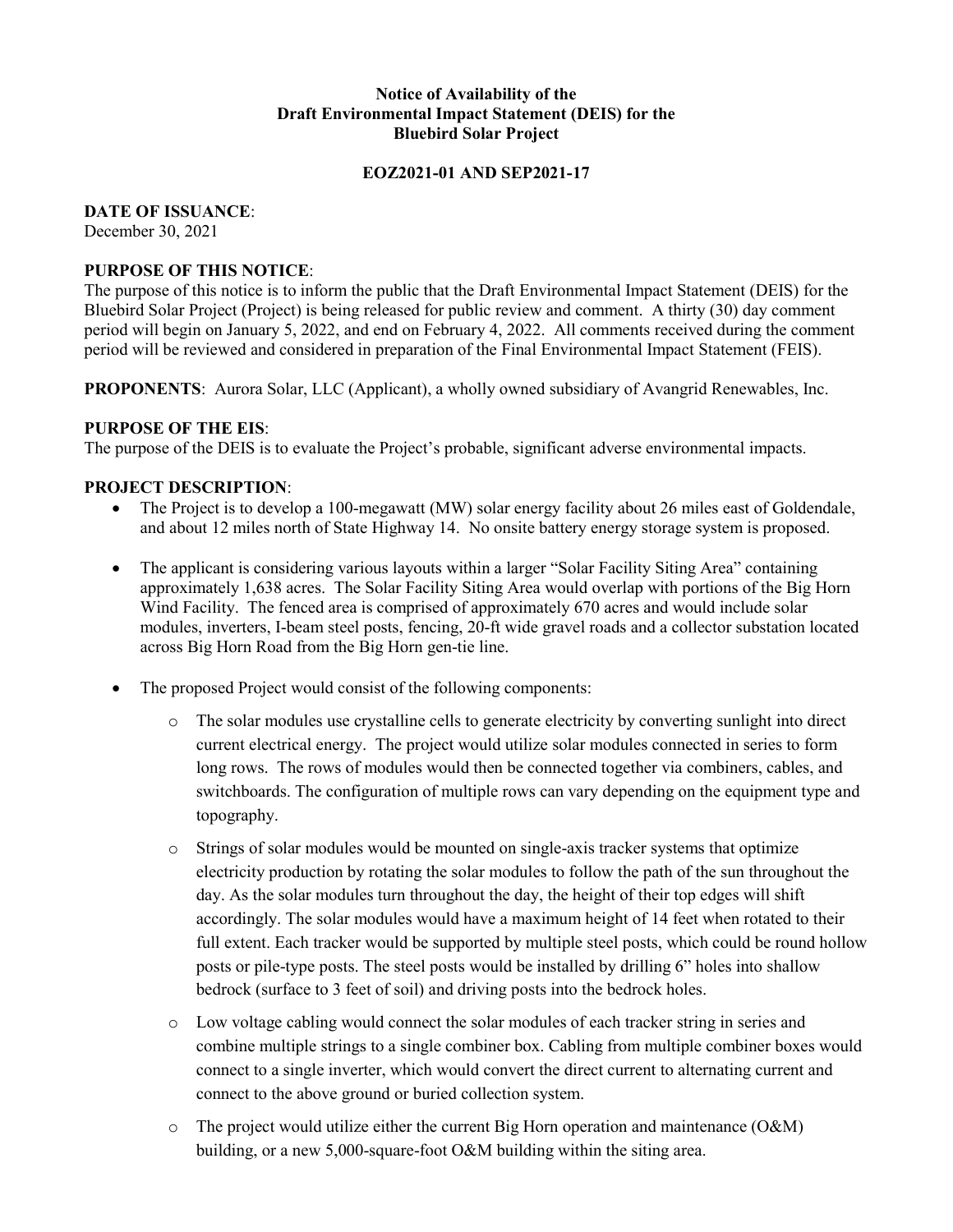# Notice of Availability of the Draft Environmental Impact Statement (DEIS) for the Bluebird Solar Project

## EOZ2021-01 AND SEP2021-17

**DATE OF ISSUANCE**:
December 30, 2021

**PURPOSE OF THIS NOTICE**:
The purpose of this notice is to inform the public that the Draft Environmental Impact Statement (DEIS) for the Bluebird Solar Project (Project) is being released for public review and comment. A thirty (30) day comment period will begin on January 5, 2022, and end on February 4, 2022. All comments received during the comment period will be reviewed and considered in preparation of the Final Environmental Impact Statement (FEIS).

**PROPONENTS**: Aurora Solar, LLC (Applicant), a wholly owned subsidiary of Avangrid Renewables, Inc.

**PURPOSE OF THE EIS**:
The purpose of the DEIS is to evaluate the Project's probable, significant adverse environmental impacts.

**PROJECT DESCRIPTION**:

- The Project is to develop a 100-megawatt (MW) solar energy facility about 26 miles east of Goldendale, and about 12 miles north of State Highway 14. No onsite battery energy storage system is proposed.
- The applicant is considering various layouts within a larger "Solar Facility Siting Area" containing approximately 1,638 acres. The Solar Facility Siting Area would overlap with portions of the Big Horn Wind Facility. The fenced area is comprised of approximately 670 acres and would include solar modules, inverters, I-beam steel posts, fencing, 20-ft wide gravel roads and a collector substation located across Big Horn Road from the Big Horn gen-tie line.
- The proposed Project would consist of the following components:
  - The solar modules use crystalline cells to generate electricity by converting sunlight into direct current electrical energy. The project would utilize solar modules connected in series to form long rows. The rows of modules would then be connected together via combiners, cables, and switchboards. The configuration of multiple rows can vary depending on the equipment type and topography.
  - Strings of solar modules would be mounted on single-axis tracker systems that optimize electricity production by rotating the solar modules to follow the path of the sun throughout the day. As the solar modules turn throughout the day, the height of their top edges will shift accordingly. The solar modules would have a maximum height of 14 feet when rotated to their full extent. Each tracker would be supported by multiple steel posts, which could be round hollow posts or pile-type posts. The steel posts would be installed by drilling 6" holes into shallow bedrock (surface to 3 feet of soil) and driving posts into the bedrock holes.
  - Low voltage cabling would connect the solar modules of each tracker string in series and combine multiple strings to a single combiner box. Cabling from multiple combiner boxes would connect to a single inverter, which would convert the direct current to alternating current and connect to the above ground or buried collection system.
  - The project would utilize either the current Big Horn operation and maintenance (O&M) building, or a new 5,000-square-foot O&M building within the siting area.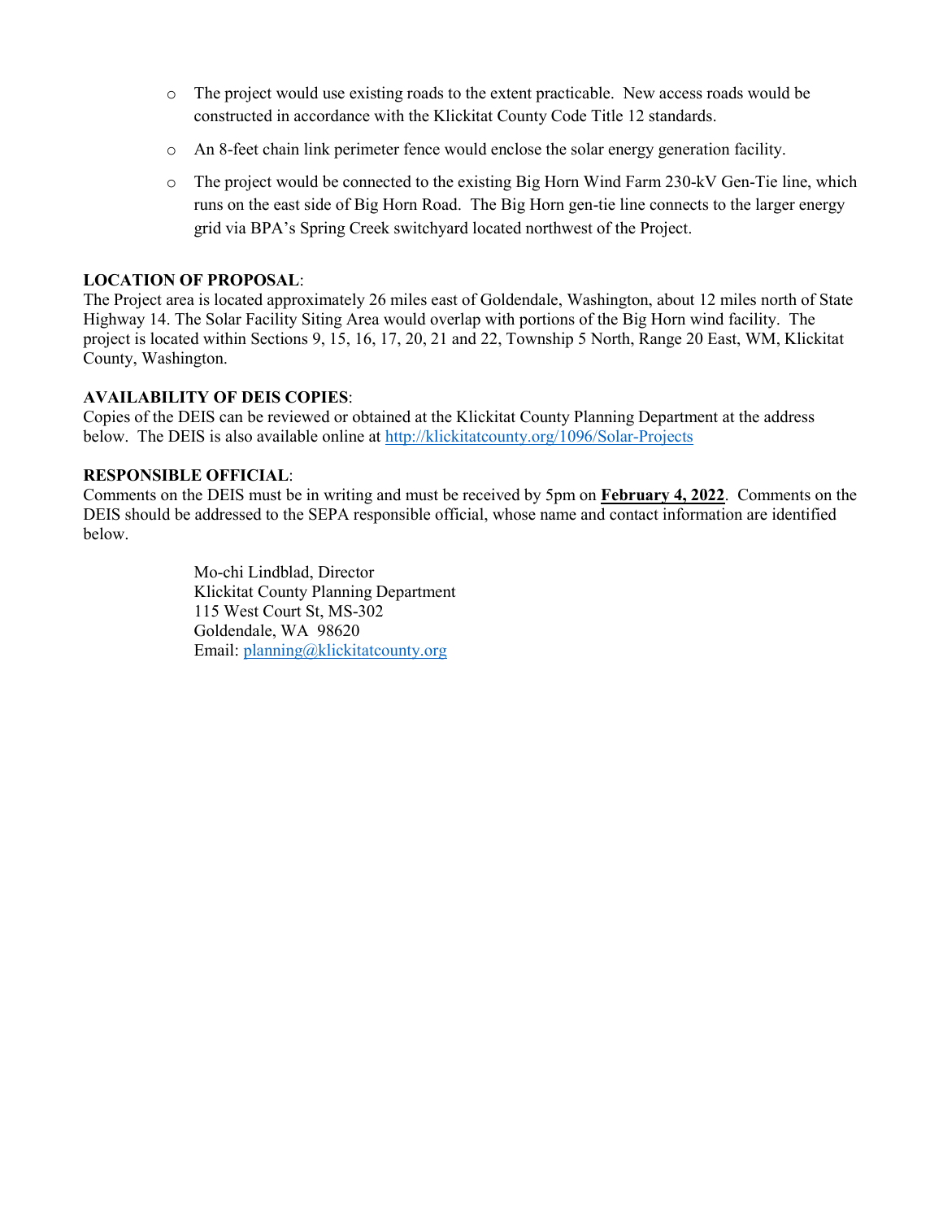- The project would use existing roads to the extent practicable. New access roads would be constructed in accordance with the Klickitat County Code Title 12 standards.
- An 8-feet chain link perimeter fence would enclose the solar energy generation facility.
- The project would be connected to the existing Big Horn Wind Farm 230-kV Gen-Tie line, which runs on the east side of Big Horn Road. The Big Horn gen-tie line connects to the larger energy grid via BPA's Spring Creek switchyard located northwest of the Project.

**LOCATION OF PROPOSAL**:
The Project area is located approximately 26 miles east of Goldendale, Washington, about 12 miles north of State Highway 14. The Solar Facility Siting Area would overlap with portions of the Big Horn wind facility. The project is located within Sections 9, 15, 16, 17, 20, 21 and 22, Township 5 North, Range 20 East, WM, Klickitat County, Washington.

**AVAILABILITY OF DEIS COPIES**:
Copies of the DEIS can be reviewed or obtained at the Klickitat County Planning Department at the address below. The DEIS is also available online at http://klickitatcounty.org/1096/Solar-Projects

**RESPONSIBLE OFFICIAL**:
Comments on the DEIS must be in writing and must be received by 5pm on **February 4, 2022**. Comments on the DEIS should be addressed to the SEPA responsible official, whose name and contact information are identified below.

Mo-chi Lindblad, Director
Klickitat County Planning Department
115 West Court St, MS-302
Goldendale, WA 98620
Email: planning@klickitatcounty.org